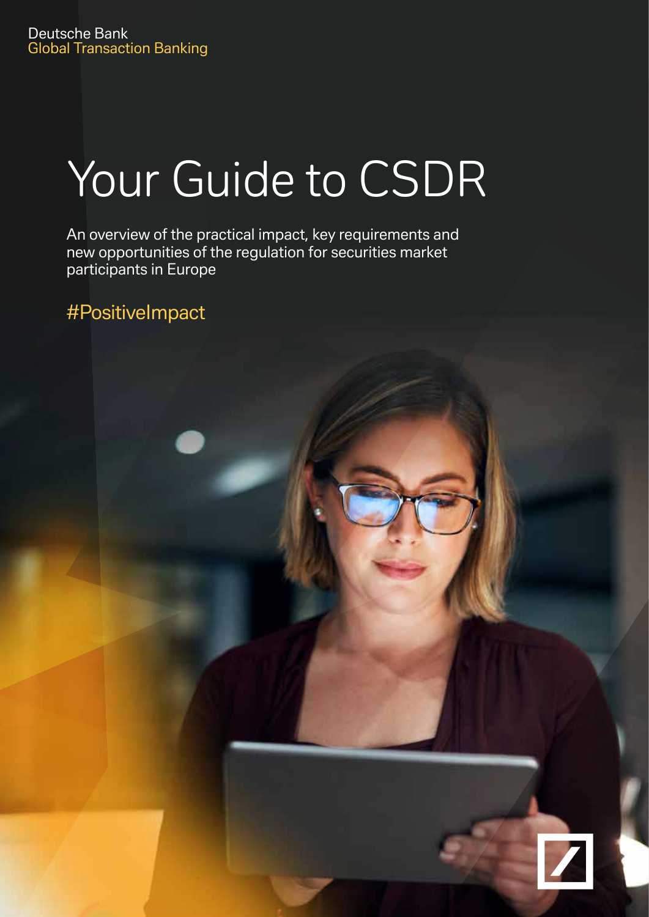Deutsche Bank
Global Transaction Banking

# Your Guide to CSDR

An overview of the practical impact, key requirements and new opportunities of the regulation for securities market participants in Europe

#PositiveImpact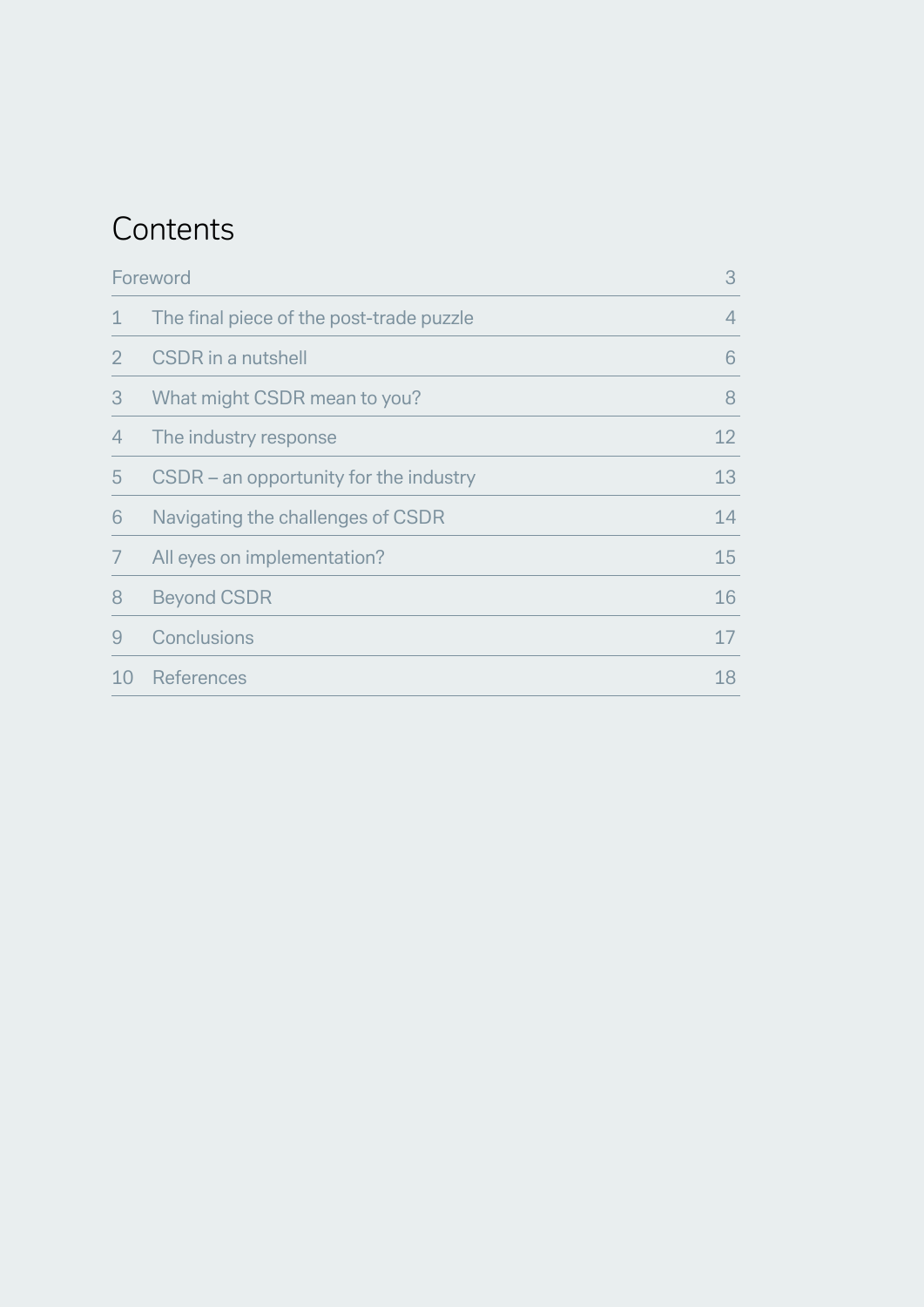# Contents

| | | |
|---|---|---|
| Foreword | | 3 |
| 1 | The final piece of the post-trade puzzle | 4 |
| 2 | CSDR in a nutshell | 6 |
| 3 | What might CSDR mean to you? | 8 |
| 4 | The industry response | 12 |
| 5 | CSDR – an opportunity for the industry | 13 |
| 6 | Navigating the challenges of CSDR | 14 |
| 7 | All eyes on implementation? | 15 |
| 8 | Beyond CSDR | 16 |
| 9 | Conclusions | 17 |
| 10 | References | 18 |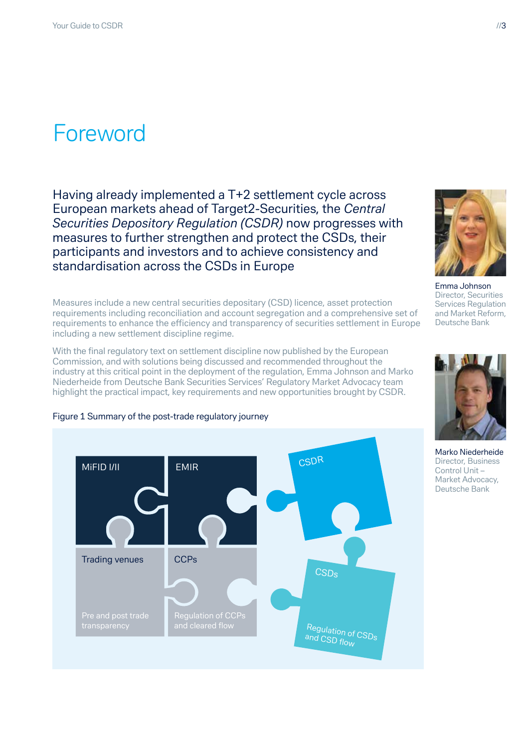# Foreword

Having already implemented a T+2 settlement cycle across European markets ahead of Target2-Securities, the *Central Securities Depository Regulation (CSDR)* now progresses with measures to further strengthen and protect the CSDs, their participants and investors and to achieve consistency and standardisation across the CSDs in Europe

Measures include a new central securities depositary (CSD) licence, asset protection requirements including reconciliation and account segregation and a comprehensive set of requirements to enhance the efficiency and transparency of securities settlement in Europe including a new settlement discipline regime.

With the final regulatory text on settlement discipline now published by the European Commission, and with solutions being discussed and recommended throughout the industry at this critical point in the deployment of the regulation, Emma Johnson and Marko Niederheide from Deutsche Bank Securities Services' Regulatory Market Advocacy team highlight the practical impact, key requirements and new opportunities brought by CSDR.

Figure 1 Summary of the post-trade regulatory journey

MiFID I/II

EMIR

CSDR

Trading venues

Pre and post trade transparency

CCPs

Regulation of CCPs and cleared flow

CSDs

Regulation of CSDs and CSD flow

Emma Johnson
Director, Securities Services Regulation and Market Reform, Deutsche Bank

Marko Niederheide
Director, Business Control Unit – Market Advocacy, Deutsche Bank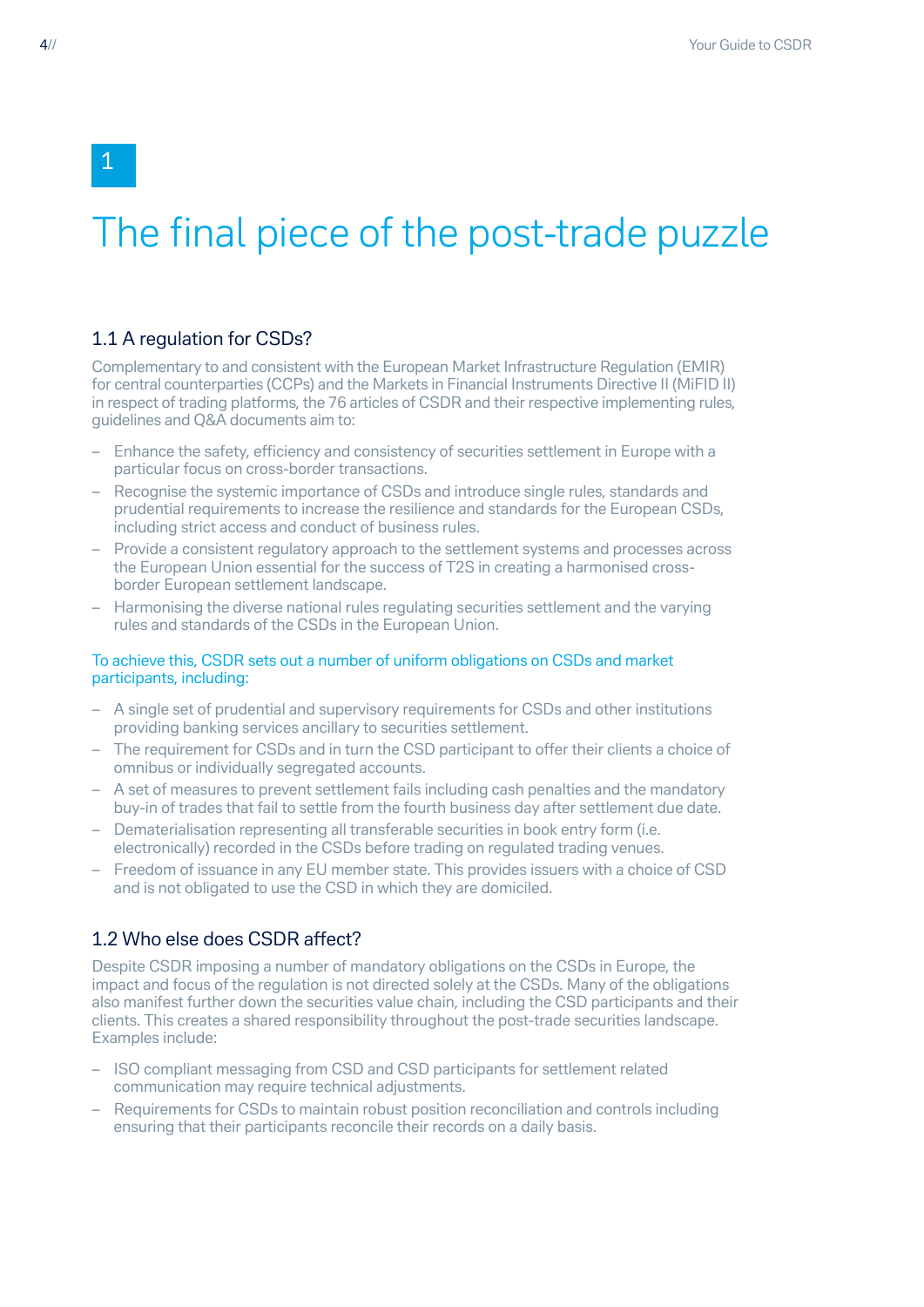# 1

# The final piece of the post-trade puzzle

## 1.1 A regulation for CSDs?

Complementary to and consistent with the European Market Infrastructure Regulation (EMIR) for central counterparties (CCPs) and the Markets in Financial Instruments Directive II (MiFID II) in respect of trading platforms, the 76 articles of CSDR and their respective implementing rules, guidelines and Q&A documents aim to:

- Enhance the safety, efficiency and consistency of securities settlement in Europe with a particular focus on cross-border transactions.
- Recognise the systemic importance of CSDs and introduce single rules, standards and prudential requirements to increase the resilience and standards for the European CSDs, including strict access and conduct of business rules.
- Provide a consistent regulatory approach to the settlement systems and processes across the European Union essential for the success of T2S in creating a harmonised cross-border European settlement landscape.
- Harmonising the diverse national rules regulating securities settlement and the varying rules and standards of the CSDs in the European Union.

To achieve this, CSDR sets out a number of uniform obligations on CSDs and market participants, including:

- A single set of prudential and supervisory requirements for CSDs and other institutions providing banking services ancillary to securities settlement.
- The requirement for CSDs and in turn the CSD participant to offer their clients a choice of omnibus or individually segregated accounts.
- A set of measures to prevent settlement fails including cash penalties and the mandatory buy-in of trades that fail to settle from the fourth business day after settlement due date.
- Dematerialisation representing all transferable securities in book entry form (i.e. electronically) recorded in the CSDs before trading on regulated trading venues.
- Freedom of issuance in any EU member state. This provides issuers with a choice of CSD and is not obligated to use the CSD in which they are domiciled.

## 1.2 Who else does CSDR affect?

Despite CSDR imposing a number of mandatory obligations on the CSDs in Europe, the impact and focus of the regulation is not directed solely at the CSDs. Many of the obligations also manifest further down the securities value chain, including the CSD participants and their clients. This creates a shared responsibility throughout the post-trade securities landscape. Examples include:

- ISO compliant messaging from CSD and CSD participants for settlement related communication may require technical adjustments.
- Requirements for CSDs to maintain robust position reconciliation and controls including ensuring that their participants reconcile their records on a daily basis.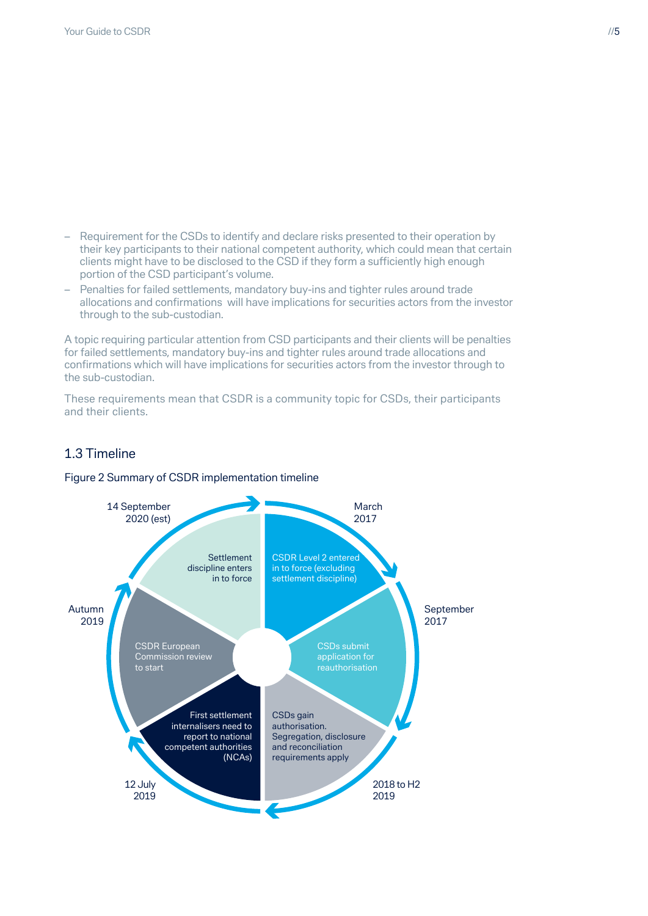– Requirement for the CSDs to identify and declare risks presented to their operation by their key participants to their national competent authority, which could mean that certain clients might have to be disclosed to the CSD if they form a sufficiently high enough portion of the CSD participant's volume.
– Penalties for failed settlements, mandatory buy-ins and tighter rules around trade allocations and confirmations will have implications for securities actors from the investor through to the sub-custodian.

A topic requiring particular attention from CSD participants and their clients will be penalties for failed settlements, mandatory buy-ins and tighter rules around trade allocations and confirmations which will have implications for securities actors from the investor through to the sub-custodian.

These requirements mean that CSDR is a community topic for CSDs, their participants and their clients.

## 1.3 Timeline

Figure 2 Summary of CSDR implementation timeline

- **March 2017**: CSDR Level 2 entered in to force (excluding settlement discipline)
- **September 2017**: CSDs submit application for reauthorisation
- **2018 to H2 2019**: CSDs gain authorisation. Segregation, disclosure and reconciliation requirements apply
- **12 July 2019**: First settlement internalisers need to report to national competent authorities (NCAs)
- **Autumn 2019**: CSDR European Commission review to start
- **14 September 2020 (est)**: Settlement discipline enters in to force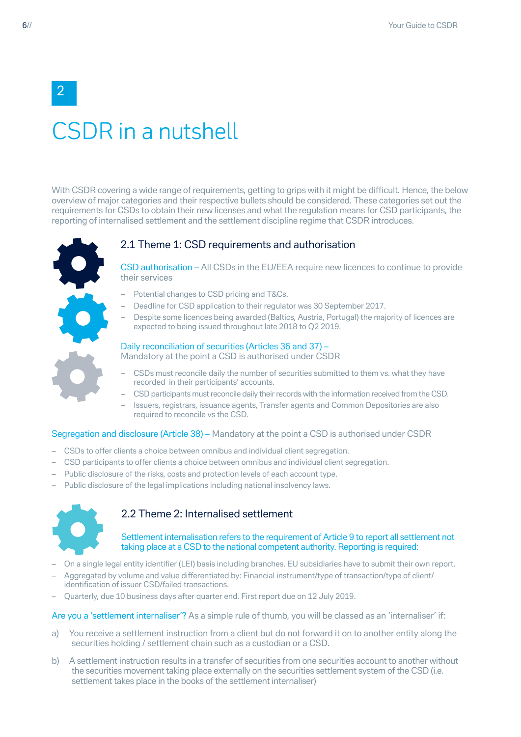# 2

# CSDR in a nutshell

With CSDR covering a wide range of requirements, getting to grips with it might be difficult. Hence, the below overview of major categories and their respective bullets should be considered. These categories set out the requirements for CSDs to obtain their new licenses and what the regulation means for CSD participants, the reporting of internalised settlement and the settlement discipline regime that CSDR introduces.

## 2.1 Theme 1: CSD requirements and authorisation

CSD authorisation – All CSDs in the EU/EEA require new licences to continue to provide their services

- Potential changes to CSD pricing and T&Cs.
- Deadline for CSD application to their regulator was 30 September 2017.
- Despite some licences being awarded (Baltics, Austria, Portugal) the majority of licences are expected to being issued throughout late 2018 to Q2 2019.

Daily reconciliation of securities (Articles 36 and 37) – Mandatory at the point a CSD is authorised under CSDR

- CSDs must reconcile daily the number of securities submitted to them vs. what they have recorded in their participants' accounts.
- CSD participants must reconcile daily their records with the information received from the CSD.
- Issuers, registrars, issuance agents, Transfer agents and Common Depositories are also required to reconcile vs the CSD.

Segregation and disclosure (Article 38) – Mandatory at the point a CSD is authorised under CSDR

- CSDs to offer clients a choice between omnibus and individual client segregation.
- CSD participants to offer clients a choice between omnibus and individual client segregation.
- Public disclosure of the risks, costs and protection levels of each account type.
- Public disclosure of the legal implications including national insolvency laws.

## 2.2 Theme 2: Internalised settlement

Settlement internalisation refers to the requirement of Article 9 to report all settlement not taking place at a CSD to the national competent authority. Reporting is required:

- On a single legal entity identifier (LEI) basis including branches. EU subsidiaries have to submit their own report.
- Aggregated by volume and value differentiated by: Financial instrument/type of transaction/type of client/identification of issuer CSD/failed transactions.
- Quarterly, due 10 business days after quarter end. First report due on 12 July 2019.

Are you a 'settlement internaliser'? As a simple rule of thumb, you will be classed as an 'internaliser' if:

a) You receive a settlement instruction from a client but do not forward it on to another entity along the securities holding / settlement chain such as a custodian or a CSD.

b) A settlement instruction results in a transfer of securities from one securities account to another without the securities movement taking place externally on the securities settlement system of the CSD (i.e. settlement takes place in the books of the settlement internaliser)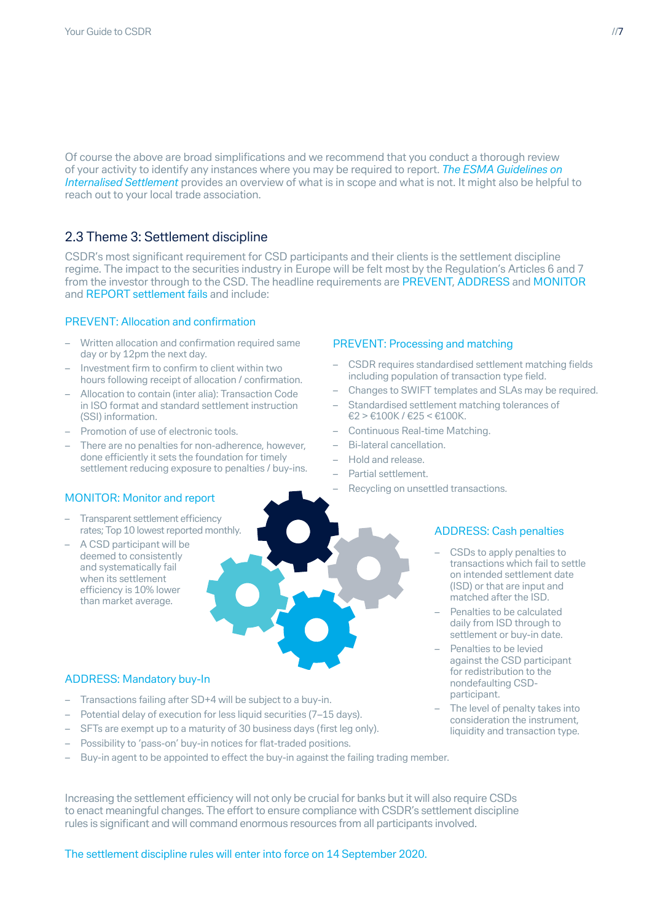Of course the above are broad simplifications and we recommend that you conduct a thorough review of your activity to identify any instances where you may be required to report. *The ESMA Guidelines on Internalised Settlement* provides an overview of what is in scope and what is not. It might also be helpful to reach out to your local trade association.

## 2.3 Theme 3: Settlement discipline

CSDR's most significant requirement for CSD participants and their clients is the settlement discipline regime. The impact to the securities industry in Europe will be felt most by the Regulation's Articles 6 and 7 from the investor through to the CSD. The headline requirements are PREVENT, ADDRESS and MONITOR and REPORT settlement fails and include:

### PREVENT: Allocation and confirmation

- Written allocation and confirmation required same day or by 12pm the next day.
- Investment firm to confirm to client within two hours following receipt of allocation / confirmation.
- Allocation to contain (inter alia): Transaction Code in ISO format and standard settlement instruction (SSI) information.
- Promotion of use of electronic tools.
- There are no penalties for non-adherence, however, done efficiently it sets the foundation for timely settlement reducing exposure to penalties / buy-ins.

### PREVENT: Processing and matching

- CSDR requires standardised settlement matching fields including population of transaction type field.
- Changes to SWIFT templates and SLAs may be required.
- Standardised settlement matching tolerances of €2 > €100K / €25 < €100K.
- Continuous Real-time Matching.
- Bi-lateral cancellation.
- Hold and release.
- Partial settlement.
- Recycling on unsettled transactions.

### MONITOR: Monitor and report

- Transparent settlement efficiency rates; Top 10 lowest reported monthly.
- A CSD participant will be deemed to consistently and systematically fail when its settlement efficiency is 10% lower than market average.

### ADDRESS: Cash penalties

- CSDs to apply penalties to transactions which fail to settle on intended settlement date (ISD) or that are input and matched after the ISD.
- Penalties to be calculated daily from ISD through to settlement or buy-in date.
- Penalties to be levied against the CSD participant for redistribution to the nondefaulting CSD-participant.
- The level of penalty takes into consideration the instrument, liquidity and transaction type.

### ADDRESS: Mandatory buy-In

- Transactions failing after SD+4 will be subject to a buy-in.
- Potential delay of execution for less liquid securities (7–15 days).
- SFTs are exempt up to a maturity of 30 business days (first leg only).
- Possibility to 'pass-on' buy-in notices for flat-traded positions.
- Buy-in agent to be appointed to effect the buy-in against the failing trading member.

Increasing the settlement efficiency will not only be crucial for banks but it will also require CSDs to enact meaningful changes. The effort to ensure compliance with CSDR's settlement discipline rules is significant and will command enormous resources from all participants involved.

The settlement discipline rules will enter into force on 14 September 2020.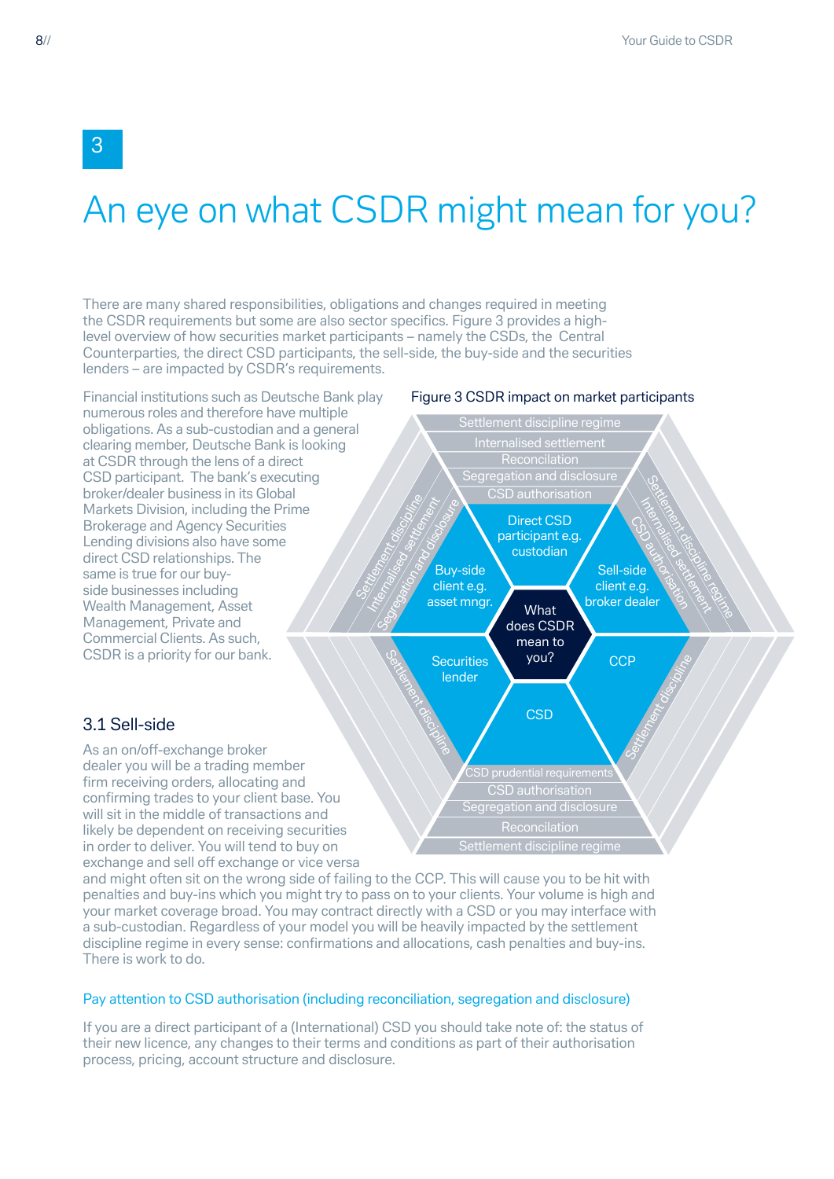# 3

# An eye on what CSDR might mean for you?

There are many shared responsibilities, obligations and changes required in meeting the CSDR requirements but some are also sector specifics. Figure 3 provides a high-level overview of how securities market participants – namely the CSDs, the Central Counterparties, the direct CSD participants, the sell-side, the buy-side and the securities lenders – are impacted by CSDR's requirements.

Financial institutions such as Deutsche Bank play numerous roles and therefore have multiple obligations. As a sub-custodian and a general clearing member, Deutsche Bank is looking at CSDR through the lens of a direct CSD participant. The bank's executing broker/dealer business in its Global Markets Division, including the Prime Brokerage and Agency Securities Lending divisions also have some direct CSD relationships. The same is true for our buy-side businesses including Wealth Management, Asset Management, Private and Commercial Clients. As such, CSDR is a priority for our bank.

Figure 3 CSDR impact on market participants

## 3.1 Sell-side

As an on/off-exchange broker dealer you will be a trading member firm receiving orders, allocating and confirming trades to your client base. You will sit in the middle of transactions and likely be dependent on receiving securities in order to deliver. You will tend to buy on exchange and sell off exchange or vice versa and might often sit on the wrong side of failing to the CCP. This will cause you to be hit with penalties and buy-ins which you might try to pass on to your clients. Your volume is high and your market coverage broad. You may contract directly with a CSD or you may interface with a sub-custodian. Regardless of your model you will be heavily impacted by the settlement discipline regime in every sense: confirmations and allocations, cash penalties and buy-ins. There is work to do.

### Pay attention to CSD authorisation (including reconciliation, segregation and disclosure)

If you are a direct participant of a (International) CSD you should take note of: the status of their new licence, any changes to their terms and conditions as part of their authorisation process, pricing, account structure and disclosure.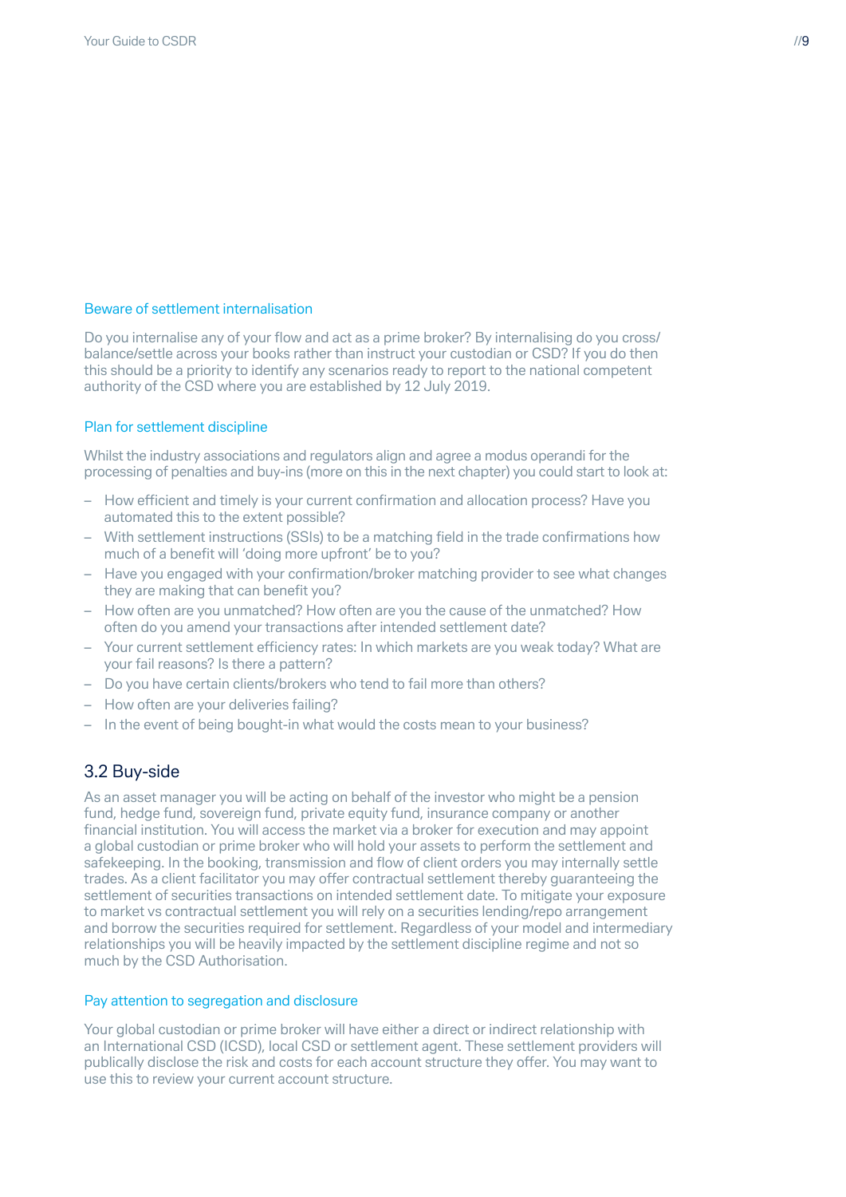### Beware of settlement internalisation

Do you internalise any of your flow and act as a prime broker? By internalising do you cross/balance/settle across your books rather than instruct your custodian or CSD? If you do then this should be a priority to identify any scenarios ready to report to the national competent authority of the CSD where you are established by 12 July 2019.

### Plan for settlement discipline

Whilst the industry associations and regulators align and agree a modus operandi for the processing of penalties and buy-ins (more on this in the next chapter) you could start to look at:

- How efficient and timely is your current confirmation and allocation process? Have you automated this to the extent possible?
- With settlement instructions (SSIs) to be a matching field in the trade confirmations how much of a benefit will 'doing more upfront' be to you?
- Have you engaged with your confirmation/broker matching provider to see what changes they are making that can benefit you?
- How often are you unmatched? How often are you the cause of the unmatched? How often do you amend your transactions after intended settlement date?
- Your current settlement efficiency rates: In which markets are you weak today? What are your fail reasons? Is there a pattern?
- Do you have certain clients/brokers who tend to fail more than others?
- How often are your deliveries failing?
- In the event of being bought-in what would the costs mean to your business?

## 3.2 Buy-side

As an asset manager you will be acting on behalf of the investor who might be a pension fund, hedge fund, sovereign fund, private equity fund, insurance company or another financial institution. You will access the market via a broker for execution and may appoint a global custodian or prime broker who will hold your assets to perform the settlement and safekeeping. In the booking, transmission and flow of client orders you may internally settle trades. As a client facilitator you may offer contractual settlement thereby guaranteeing the settlement of securities transactions on intended settlement date. To mitigate your exposure to market vs contractual settlement you will rely on a securities lending/repo arrangement and borrow the securities required for settlement. Regardless of your model and intermediary relationships you will be heavily impacted by the settlement discipline regime and not so much by the CSD Authorisation.

### Pay attention to segregation and disclosure

Your global custodian or prime broker will have either a direct or indirect relationship with an International CSD (ICSD), local CSD or settlement agent. These settlement providers will publically disclose the risk and costs for each account structure they offer. You may want to use this to review your current account structure.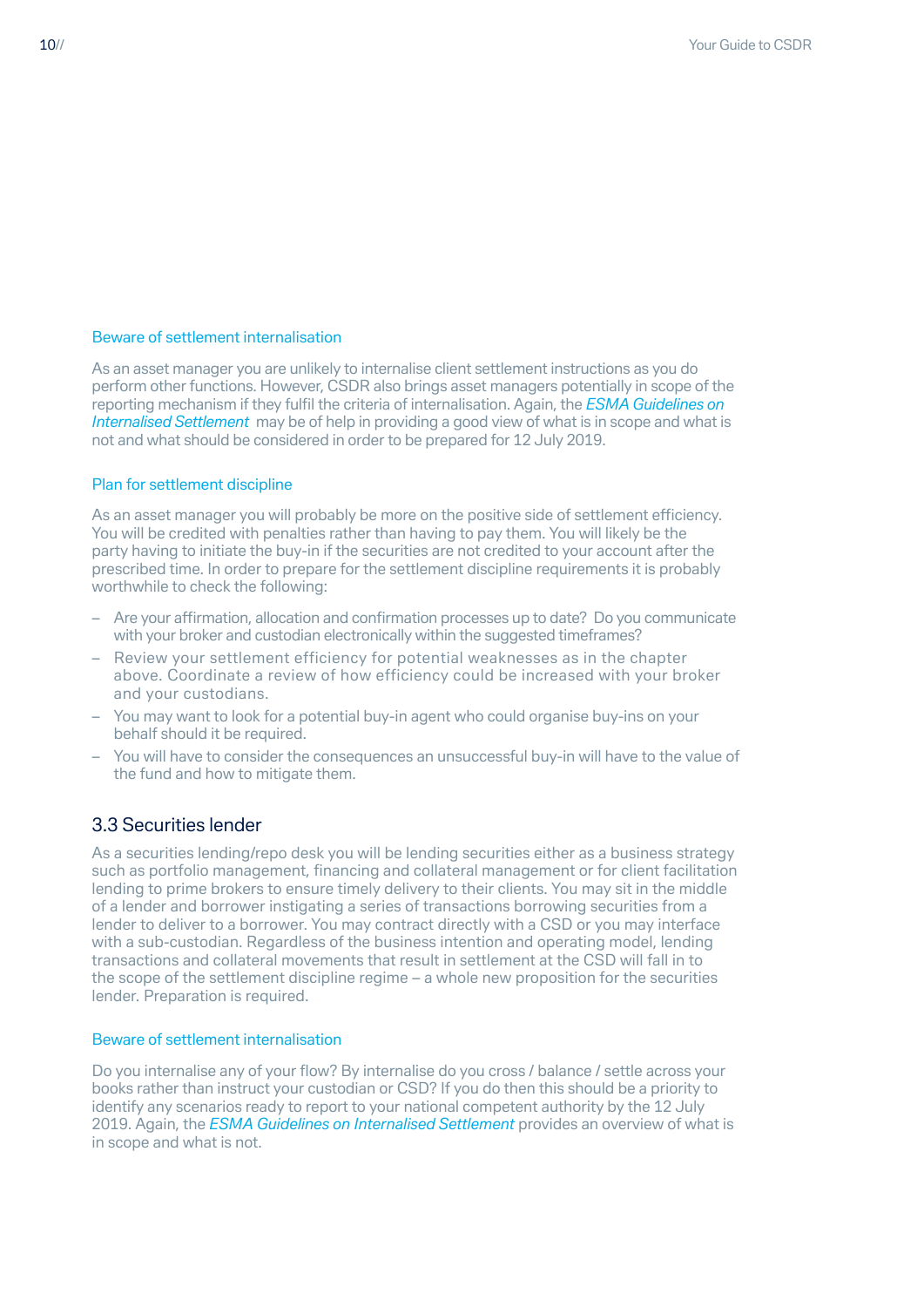### Beware of settlement internalisation

As an asset manager you are unlikely to internalise client settlement instructions as you do perform other functions. However, CSDR also brings asset managers potentially in scope of the reporting mechanism if they fulfil the criteria of internalisation. Again, the *ESMA Guidelines on Internalised Settlement* may be of help in providing a good view of what is in scope and what is not and what should be considered in order to be prepared for 12 July 2019.

### Plan for settlement discipline

As an asset manager you will probably be more on the positive side of settlement efficiency. You will be credited with penalties rather than having to pay them. You will likely be the party having to initiate the buy-in if the securities are not credited to your account after the prescribed time. In order to prepare for the settlement discipline requirements it is probably worthwhile to check the following:

- Are your affirmation, allocation and confirmation processes up to date? Do you communicate with your broker and custodian electronically within the suggested timeframes?
- Review your settlement efficiency for potential weaknesses as in the chapter above. Coordinate a review of how efficiency could be increased with your broker and your custodians.
- You may want to look for a potential buy-in agent who could organise buy-ins on your behalf should it be required.
- You will have to consider the consequences an unsuccessful buy-in will have to the value of the fund and how to mitigate them.

## 3.3 Securities lender

As a securities lending/repo desk you will be lending securities either as a business strategy such as portfolio management, financing and collateral management or for client facilitation lending to prime brokers to ensure timely delivery to their clients. You may sit in the middle of a lender and borrower instigating a series of transactions borrowing securities from a lender to deliver to a borrower. You may contract directly with a CSD or you may interface with a sub-custodian. Regardless of the business intention and operating model, lending transactions and collateral movements that result in settlement at the CSD will fall in to the scope of the settlement discipline regime – a whole new proposition for the securities lender. Preparation is required.

### Beware of settlement internalisation

Do you internalise any of your flow? By internalise do you cross / balance / settle across your books rather than instruct your custodian or CSD? If you do then this should be a priority to identify any scenarios ready to report to your national competent authority by the 12 July 2019. Again, the *ESMA Guidelines on Internalised Settlement* provides an overview of what is in scope and what is not.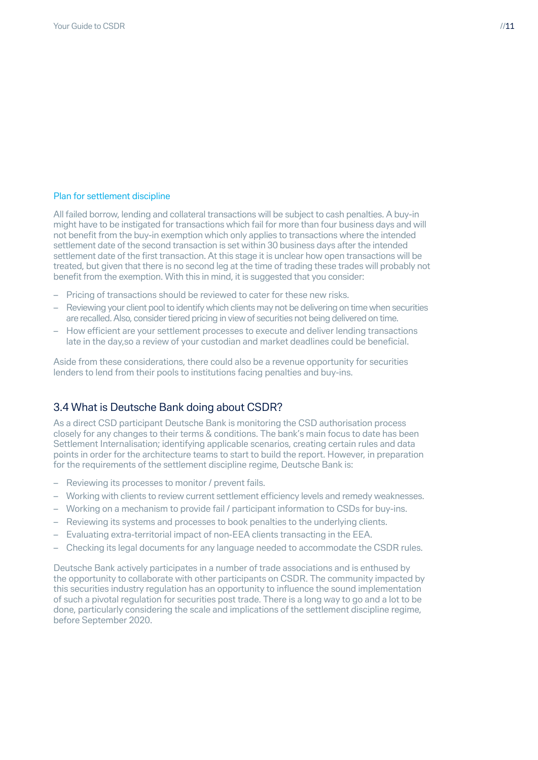### Plan for settlement discipline

All failed borrow, lending and collateral transactions will be subject to cash penalties. A buy-in might have to be instigated for transactions which fail for more than four business days and will not benefit from the buy-in exemption which only applies to transactions where the intended settlement date of the second transaction is set within 30 business days after the intended settlement date of the first transaction. At this stage it is unclear how open transactions will be treated, but given that there is no second leg at the time of trading these trades will probably not benefit from the exemption. With this in mind, it is suggested that you consider:

- Pricing of transactions should be reviewed to cater for these new risks.
- Reviewing your client pool to identify which clients may not be delivering on time when securities are recalled. Also, consider tiered pricing in view of securities not being delivered on time.
- How efficient are your settlement processes to execute and deliver lending transactions late in the day,so a review of your custodian and market deadlines could be beneficial.

Aside from these considerations, there could also be a revenue opportunity for securities lenders to lend from their pools to institutions facing penalties and buy-ins.

## 3.4 What is Deutsche Bank doing about CSDR?

As a direct CSD participant Deutsche Bank is monitoring the CSD authorisation process closely for any changes to their terms & conditions. The bank's main focus to date has been Settlement Internalisation; identifying applicable scenarios, creating certain rules and data points in order for the architecture teams to start to build the report. However, in preparation for the requirements of the settlement discipline regime, Deutsche Bank is:

- Reviewing its processes to monitor / prevent fails.
- Working with clients to review current settlement efficiency levels and remedy weaknesses.
- Working on a mechanism to provide fail / participant information to CSDs for buy-ins.
- Reviewing its systems and processes to book penalties to the underlying clients.
- Evaluating extra-territorial impact of non-EEA clients transacting in the EEA.
- Checking its legal documents for any language needed to accommodate the CSDR rules.

Deutsche Bank actively participates in a number of trade associations and is enthused by the opportunity to collaborate with other participants on CSDR. The community impacted by this securities industry regulation has an opportunity to influence the sound implementation of such a pivotal regulation for securities post trade. There is a long way to go and a lot to be done, particularly considering the scale and implications of the settlement discipline regime, before September 2020.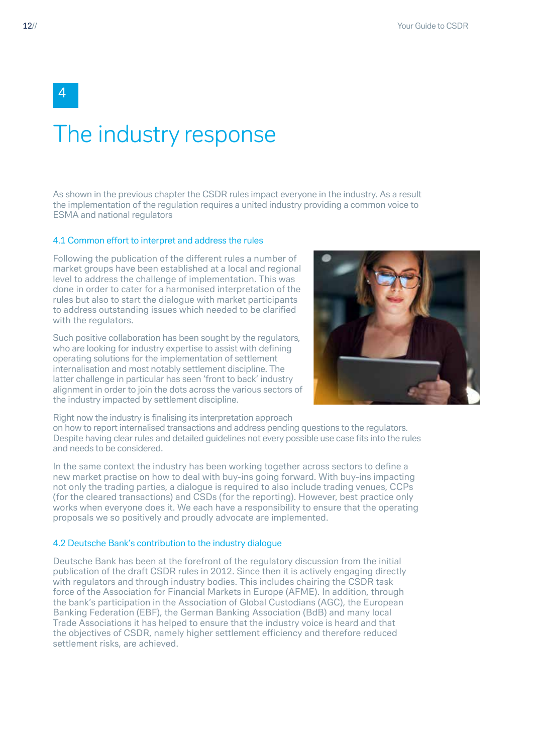# 4

# The industry response

As shown in the previous chapter the CSDR rules impact everyone in the industry. As a result the implementation of the regulation requires a united industry providing a common voice to ESMA and national regulators

### 4.1 Common effort to interpret and address the rules

Following the publication of the different rules a number of market groups have been established at a local and regional level to address the challenge of implementation. This was done in order to cater for a harmonised interpretation of the rules but also to start the dialogue with market participants to address outstanding issues which needed to be clarified with the regulators.

Such positive collaboration has been sought by the regulators, who are looking for industry expertise to assist with defining operating solutions for the implementation of settlement internalisation and most notably settlement discipline. The latter challenge in particular has seen 'front to back' industry alignment in order to join the dots across the various sectors of the industry impacted by settlement discipline.

Right now the industry is finalising its interpretation approach on how to report internalised transactions and address pending questions to the regulators. Despite having clear rules and detailed guidelines not every possible use case fits into the rules and needs to be considered.

In the same context the industry has been working together across sectors to define a new market practise on how to deal with buy-ins going forward. With buy-ins impacting not only the trading parties, a dialogue is required to also include trading venues, CCPs (for the cleared transactions) and CSDs (for the reporting). However, best practice only works when everyone does it. We each have a responsibility to ensure that the operating proposals we so positively and proudly advocate are implemented.

### 4.2 Deutsche Bank's contribution to the industry dialogue

Deutsche Bank has been at the forefront of the regulatory discussion from the initial publication of the draft CSDR rules in 2012. Since then it is actively engaging directly with regulators and through industry bodies. This includes chairing the CSDR task force of the Association for Financial Markets in Europe (AFME). In addition, through the bank's participation in the Association of Global Custodians (AGC), the European Banking Federation (EBF), the German Banking Association (BdB) and many local Trade Associations it has helped to ensure that the industry voice is heard and that the objectives of CSDR, namely higher settlement efficiency and therefore reduced settlement risks, are achieved.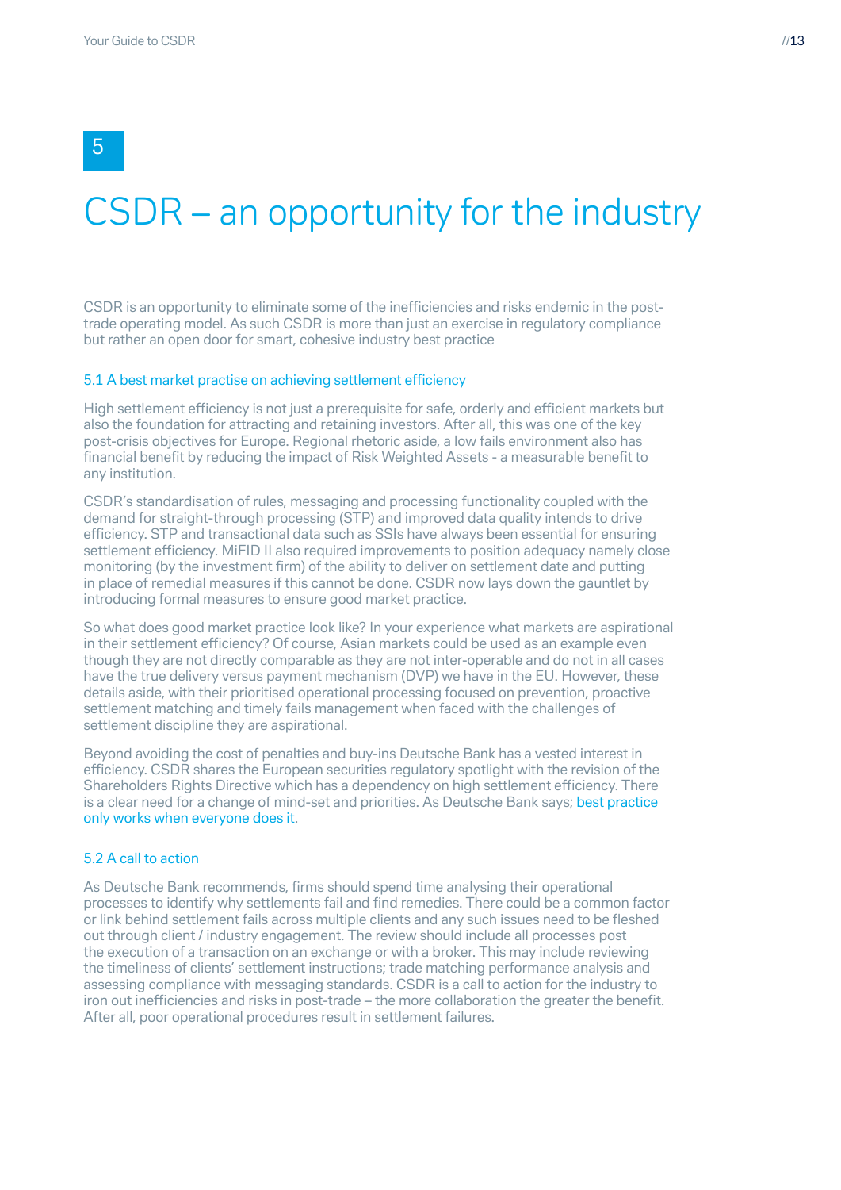# 5

# CSDR – an opportunity for the industry

CSDR is an opportunity to eliminate some of the inefficiencies and risks endemic in the post-trade operating model. As such CSDR is more than just an exercise in regulatory compliance but rather an open door for smart, cohesive industry best practice

### 5.1 A best market practise on achieving settlement efficiency

High settlement efficiency is not just a prerequisite for safe, orderly and efficient markets but also the foundation for attracting and retaining investors. After all, this was one of the key post-crisis objectives for Europe. Regional rhetoric aside, a low fails environment also has financial benefit by reducing the impact of Risk Weighted Assets - a measurable benefit to any institution.

CSDR's standardisation of rules, messaging and processing functionality coupled with the demand for straight-through processing (STP) and improved data quality intends to drive efficiency. STP and transactional data such as SSIs have always been essential for ensuring settlement efficiency. MiFID II also required improvements to position adequacy namely close monitoring (by the investment firm) of the ability to deliver on settlement date and putting in place of remedial measures if this cannot be done. CSDR now lays down the gauntlet by introducing formal measures to ensure good market practice.

So what does good market practice look like? In your experience what markets are aspirational in their settlement efficiency? Of course, Asian markets could be used as an example even though they are not directly comparable as they are not inter-operable and do not in all cases have the true delivery versus payment mechanism (DVP) we have in the EU. However, these details aside, with their prioritised operational processing focused on prevention, proactive settlement matching and timely fails management when faced with the challenges of settlement discipline they are aspirational.

Beyond avoiding the cost of penalties and buy-ins Deutsche Bank has a vested interest in efficiency. CSDR shares the European securities regulatory spotlight with the revision of the Shareholders Rights Directive which has a dependency on high settlement efficiency. There is a clear need for a change of mind-set and priorities. As Deutsche Bank says; best practice only works when everyone does it.

### 5.2 A call to action

As Deutsche Bank recommends, firms should spend time analysing their operational processes to identify why settlements fail and find remedies. There could be a common factor or link behind settlement fails across multiple clients and any such issues need to be fleshed out through client / industry engagement. The review should include all processes post the execution of a transaction on an exchange or with a broker. This may include reviewing the timeliness of clients' settlement instructions; trade matching performance analysis and assessing compliance with messaging standards. CSDR is a call to action for the industry to iron out inefficiencies and risks in post-trade – the more collaboration the greater the benefit. After all, poor operational procedures result in settlement failures.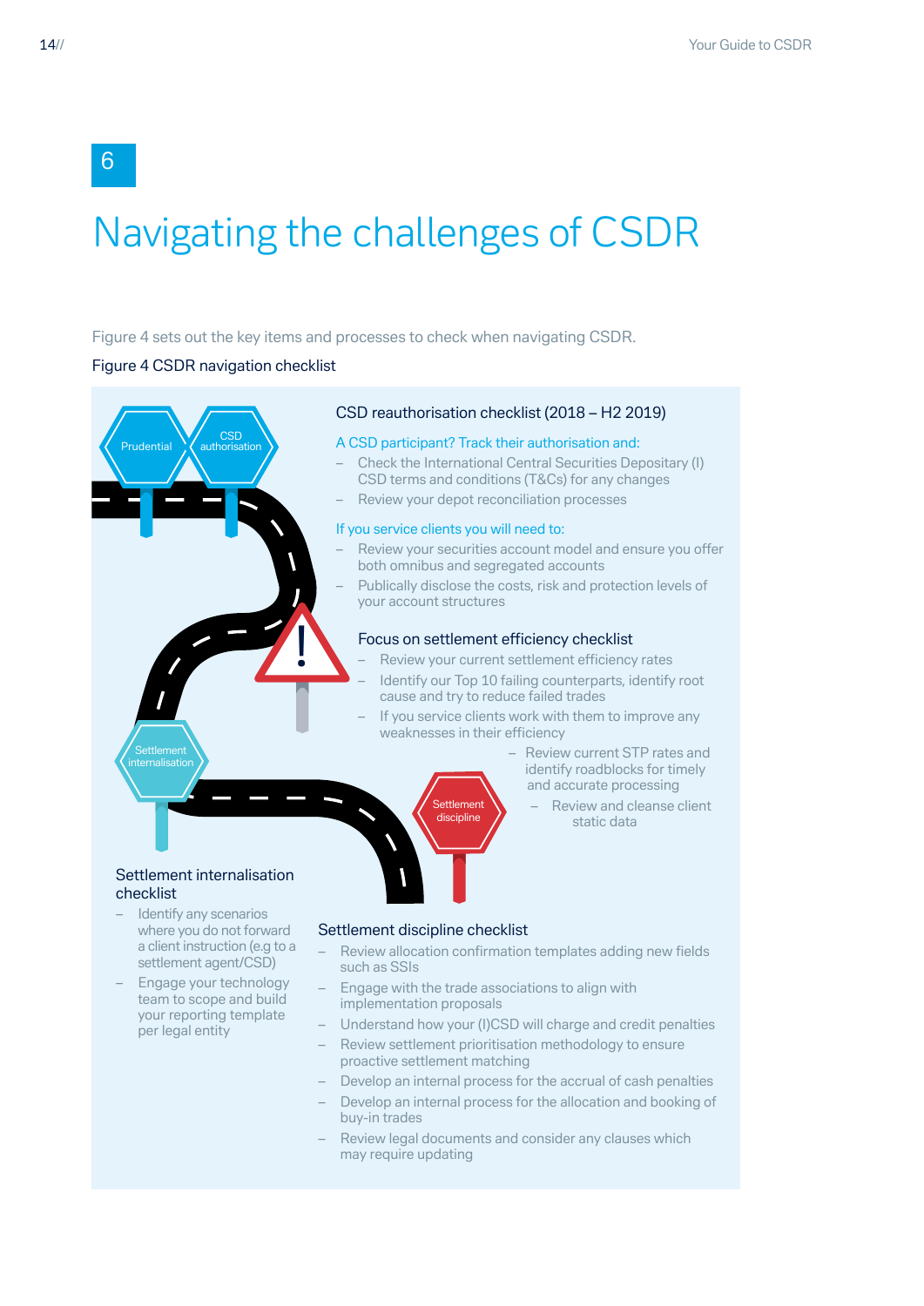# 6

# Navigating the challenges of CSDR

Figure 4 sets out the key items and processes to check when navigating CSDR.

Figure 4 CSDR navigation checklist

Prudential

CSD authorisation

Settlement internalisation

Settlement discipline

### CSD reauthorisation checklist (2018 – H2 2019)

A CSD participant? Track their authorisation and:

- Check the International Central Securities Depositary (I) CSD terms and conditions (T&Cs) for any changes
- Review your depot reconciliation processes

If you service clients you will need to:

- Review your securities account model and ensure you offer both omnibus and segregated accounts
- Publically disclose the costs, risk and protection levels of your account structures

### Focus on settlement efficiency checklist

- Review your current settlement efficiency rates
- Identify our Top 10 failing counterparts, identify root cause and try to reduce failed trades
- If you service clients work with them to improve any weaknesses in their efficiency
- Review current STP rates and identify roadblocks for timely and accurate processing
- Review and cleanse client static data

### Settlement internalisation checklist

- Identify any scenarios where you do not forward a client instruction (e.g to a settlement agent/CSD)
- Engage your technology team to scope and build your reporting template per legal entity

### Settlement discipline checklist

- Review allocation confirmation templates adding new fields such as SSIs
- Engage with the trade associations to align with implementation proposals
- Understand how your (I)CSD will charge and credit penalties
- Review settlement prioritisation methodology to ensure proactive settlement matching
- Develop an internal process for the accrual of cash penalties
- Develop an internal process for the allocation and booking of buy-in trades
- Review legal documents and consider any clauses which may require updating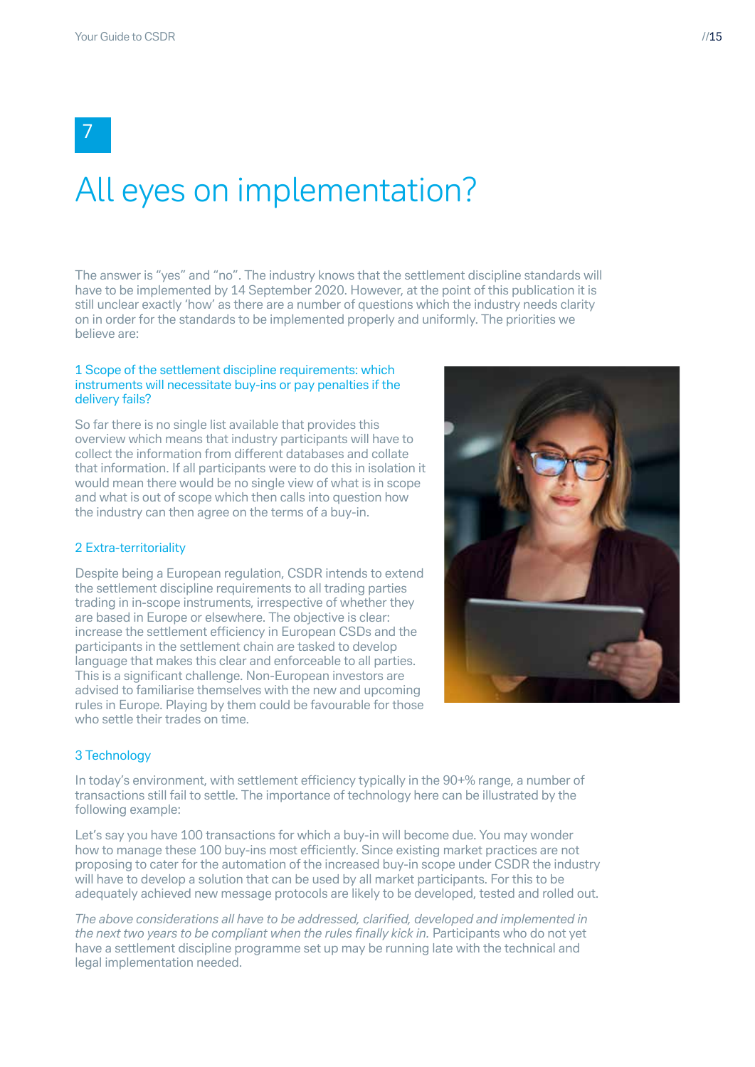# 7

# All eyes on implementation?

The answer is "yes" and "no". The industry knows that the settlement discipline standards will have to be implemented by 14 September 2020. However, at the point of this publication it is still unclear exactly 'how' as there are a number of questions which the industry needs clarity on in order for the standards to be implemented properly and uniformly. The priorities we believe are:

### 1 Scope of the settlement discipline requirements: which instruments will necessitate buy-ins or pay penalties if the delivery fails?

So far there is no single list available that provides this overview which means that industry participants will have to collect the information from different databases and collate that information. If all participants were to do this in isolation it would mean there would be no single view of what is in scope and what is out of scope which then calls into question how the industry can then agree on the terms of a buy-in.

### 2 Extra-territoriality

Despite being a European regulation, CSDR intends to extend the settlement discipline requirements to all trading parties trading in in-scope instruments, irrespective of whether they are based in Europe or elsewhere. The objective is clear: increase the settlement efficiency in European CSDs and the participants in the settlement chain are tasked to develop language that makes this clear and enforceable to all parties. This is a significant challenge. Non-European investors are advised to familiarise themselves with the new and upcoming rules in Europe. Playing by them could be favourable for those who settle their trades on time.

### 3 Technology

In today's environment, with settlement efficiency typically in the 90+% range, a number of transactions still fail to settle. The importance of technology here can be illustrated by the following example:

Let's say you have 100 transactions for which a buy-in will become due. You may wonder how to manage these 100 buy-ins most efficiently. Since existing market practices are not proposing to cater for the automation of the increased buy-in scope under CSDR the industry will have to develop a solution that can be used by all market participants. For this to be adequately achieved new message protocols are likely to be developed, tested and rolled out.

*The above considerations all have to be addressed, clarified, developed and implemented in the next two years to be compliant when the rules finally kick in.* Participants who do not yet have a settlement discipline programme set up may be running late with the technical and legal implementation needed.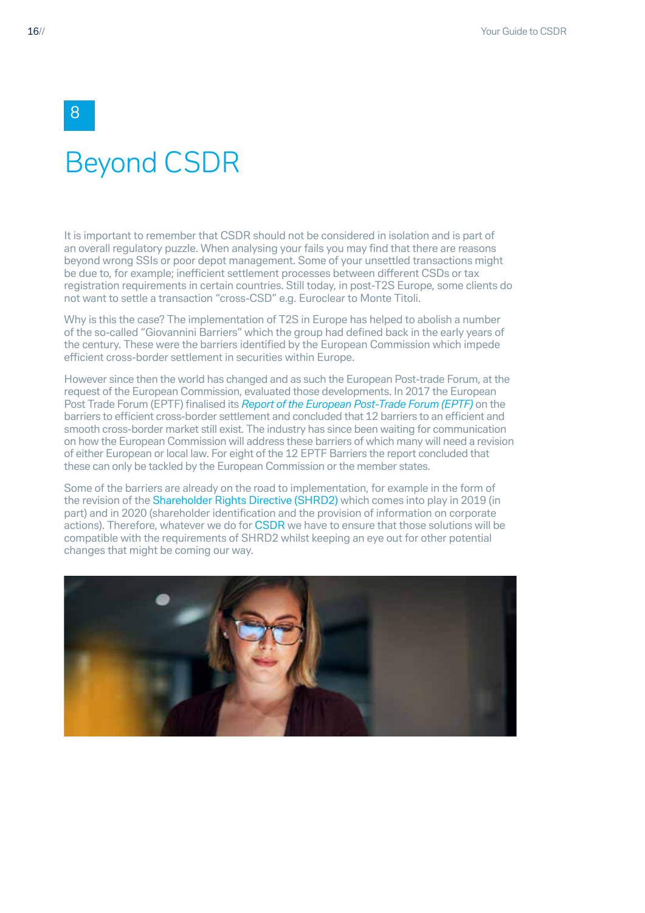8

# Beyond CSDR

It is important to remember that CSDR should not be considered in isolation and is part of an overall regulatory puzzle. When analysing your fails you may find that there are reasons beyond wrong SSIs or poor depot management. Some of your unsettled transactions might be due to, for example; inefficient settlement processes between different CSDs or tax registration requirements in certain countries. Still today, in post-T2S Europe, some clients do not want to settle a transaction "cross-CSD" e.g. Euroclear to Monte Titoli.

Why is this the case? The implementation of T2S in Europe has helped to abolish a number of the so-called "Giovannini Barriers" which the group had defined back in the early years of the century. These were the barriers identified by the European Commission which impede efficient cross-border settlement in securities within Europe.

However since then the world has changed and as such the European Post-trade Forum, at the request of the European Commission, evaluated those developments. In 2017 the European Post Trade Forum (EPTF) finalised its *Report of the European Post-Trade Forum (EPTF)* on the barriers to efficient cross-border settlement and concluded that 12 barriers to an efficient and smooth cross-border market still exist. The industry has since been waiting for communication on how the European Commission will address these barriers of which many will need a revision of either European or local law. For eight of the 12 EPTF Barriers the report concluded that these can only be tackled by the European Commission or the member states.

Some of the barriers are already on the road to implementation, for example in the form of the revision of the Shareholder Rights Directive (SHRD2) which comes into play in 2019 (in part) and in 2020 (shareholder identification and the provision of information on corporate actions). Therefore, whatever we do for CSDR we have to ensure that those solutions will be compatible with the requirements of SHRD2 whilst keeping an eye out for other potential changes that might be coming our way.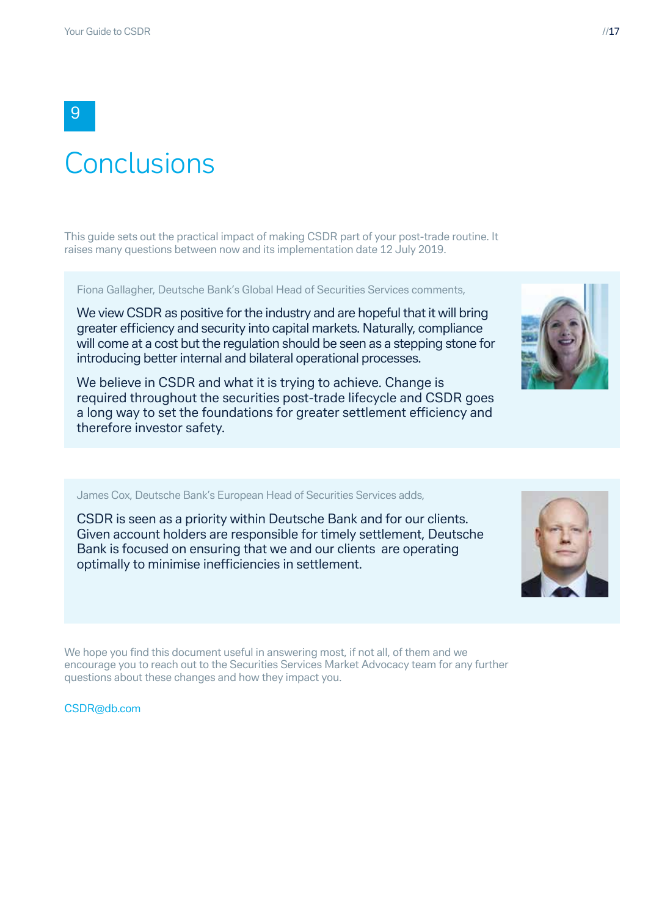# 9

# Conclusions

This guide sets out the practical impact of making CSDR part of your post-trade routine. It raises many questions between now and its implementation date 12 July 2019.

> Fiona Gallagher, Deutsche Bank's Global Head of Securities Services comments,
>
> We view CSDR as positive for the industry and are hopeful that it will bring greater efficiency and security into capital markets. Naturally, compliance will come at a cost but the regulation should be seen as a stepping stone for introducing better internal and bilateral operational processes.
>
> We believe in CSDR and what it is trying to achieve. Change is required throughout the securities post-trade lifecycle and CSDR goes a long way to set the foundations for greater settlement efficiency and therefore investor safety.

> James Cox, Deutsche Bank's European Head of Securities Services adds,
>
> CSDR is seen as a priority within Deutsche Bank and for our clients. Given account holders are responsible for timely settlement, Deutsche Bank is focused on ensuring that we and our clients are operating optimally to minimise inefficiencies in settlement.

We hope you find this document useful in answering most, if not all, of them and we encourage you to reach out to the Securities Services Market Advocacy team for any further questions about these changes and how they impact you.

CSDR@db.com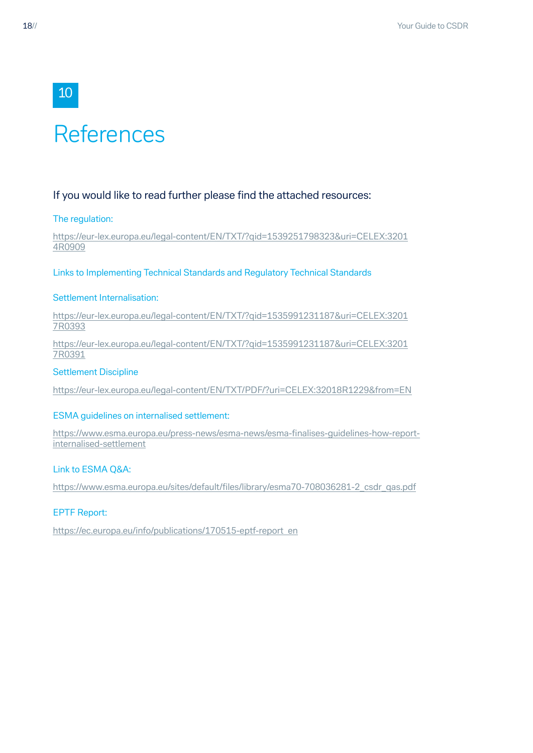# 10 References

If you would like to read further please find the attached resources:

The regulation:

https://eur-lex.europa.eu/legal-content/EN/TXT/?qid=1539251798323&uri=CELEX:32014R0909

Links to Implementing Technical Standards and Regulatory Technical Standards

Settlement Internalisation:

https://eur-lex.europa.eu/legal-content/EN/TXT/?qid=1535991231187&uri=CELEX:32017R0393

https://eur-lex.europa.eu/legal-content/EN/TXT/?qid=1535991231187&uri=CELEX:32017R0391

Settlement Discipline

https://eur-lex.europa.eu/legal-content/EN/TXT/PDF/?uri=CELEX:32018R1229&from=EN

ESMA guidelines on internalised settlement:

https://www.esma.europa.eu/press-news/esma-news/esma-finalises-guidelines-how-report-internalised-settlement

Link to ESMA Q&A:

https://www.esma.europa.eu/sites/default/files/library/esma70-708036281-2_csdr_qas.pdf

EPTF Report:

https://ec.europa.eu/info/publications/170515-eptf-report_en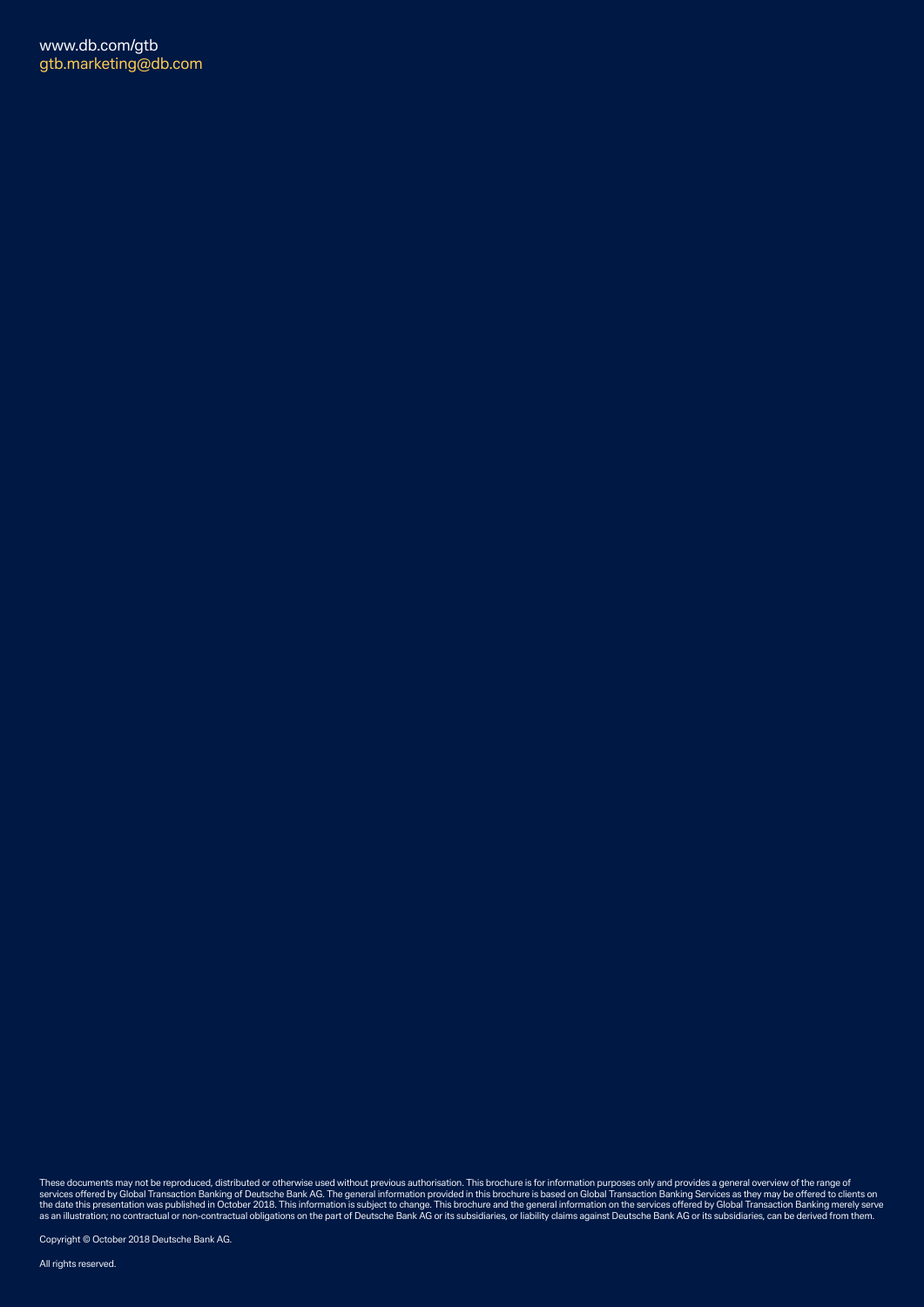www.db.com/gtb
gtb.marketing@db.com

These documents may not be reproduced, distributed or otherwise used without previous authorisation. This brochure is for information purposes only and provides a general overview of the range of services offered by Global Transaction Banking of Deutsche Bank AG. The general information provided in this brochure is based on Global Transaction Banking Services as they may be offered to clients on the date this presentation was published in October 2018. This information is subject to change. This brochure and the general information on the services offered by Global Transaction Banking merely serve as an illustration; no contractual or non-contractual obligations on the part of Deutsche Bank AG or its subsidiaries, or liability claims against Deutsche Bank AG or its subsidiaries, can be derived from them.

Copyright © October 2018 Deutsche Bank AG.

All rights reserved.